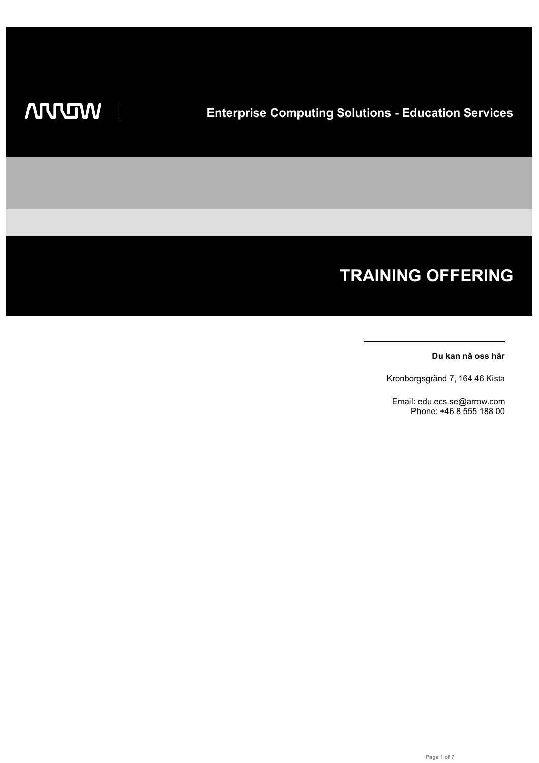ARROW

Enterprise Computing Solutions - Education Services

# TRAINING OFFERING

**Du kan nå oss här**

Kronborgsgränd 7, 164 46 Kista

Email: edu.ecs.se@arrow.com
Phone: +46 8 555 188 00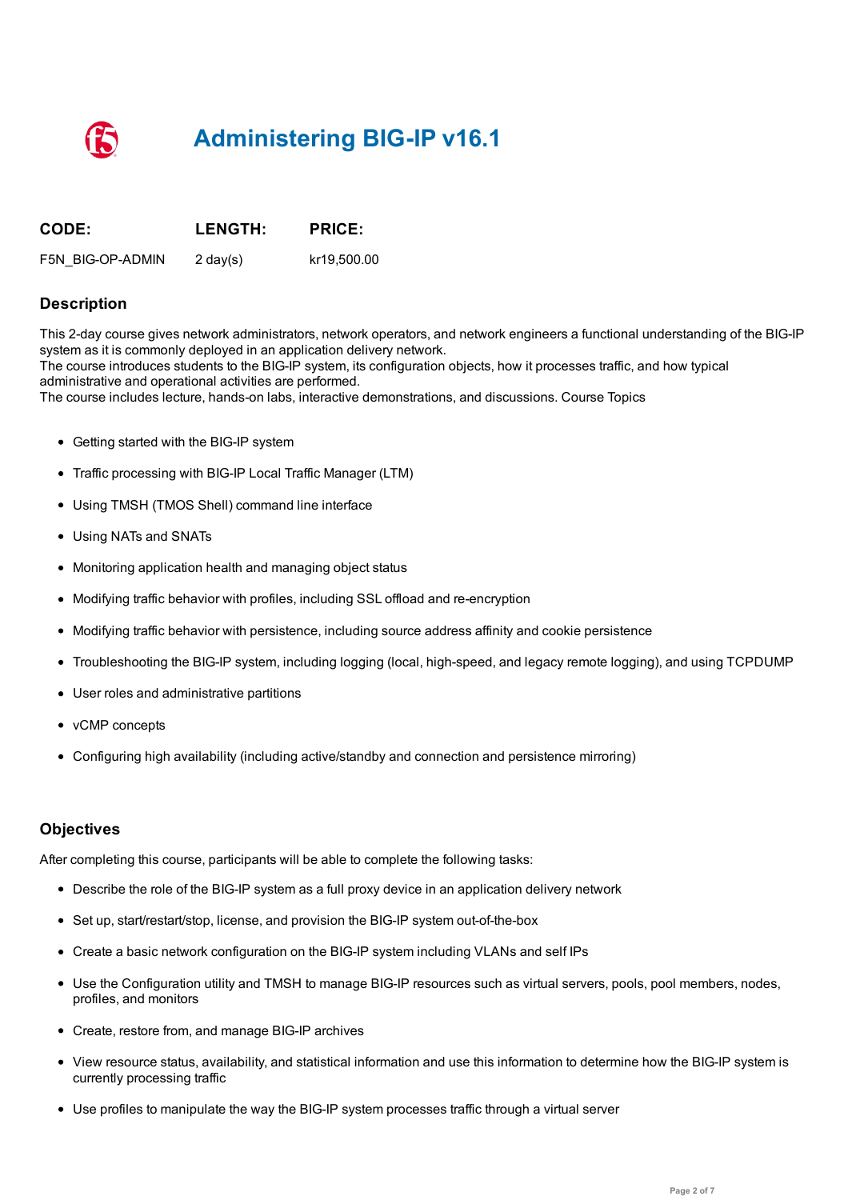# Administering BIG-IP v16.1

| CODE: | LENGTH: | PRICE: |
| --- | --- | --- |
| F5N_BIG-OP-ADMIN | 2 day(s) | kr19,500.00 |

## Description

This 2-day course gives network administrators, network operators, and network engineers a functional understanding of the BIG-IP system as it is commonly deployed in an application delivery network.
The course introduces students to the BIG-IP system, its configuration objects, how it processes traffic, and how typical administrative and operational activities are performed.
The course includes lecture, hands-on labs, interactive demonstrations, and discussions. Course Topics

- Getting started with the BIG-IP system
- Traffic processing with BIG-IP Local Traffic Manager (LTM)
- Using TMSH (TMOS Shell) command line interface
- Using NATs and SNATs
- Monitoring application health and managing object status
- Modifying traffic behavior with profiles, including SSL offload and re-encryption
- Modifying traffic behavior with persistence, including source address affinity and cookie persistence
- Troubleshooting the BIG-IP system, including logging (local, high-speed, and legacy remote logging), and using TCPDUMP
- User roles and administrative partitions
- vCMP concepts
- Configuring high availability (including active/standby and connection and persistence mirroring)

## Objectives

After completing this course, participants will be able to complete the following tasks:

- Describe the role of the BIG-IP system as a full proxy device in an application delivery network
- Set up, start/restart/stop, license, and provision the BIG-IP system out-of-the-box
- Create a basic network configuration on the BIG-IP system including VLANs and self IPs
- Use the Configuration utility and TMSH to manage BIG-IP resources such as virtual servers, pools, pool members, nodes, profiles, and monitors
- Create, restore from, and manage BIG-IP archives
- View resource status, availability, and statistical information and use this information to determine how the BIG-IP system is currently processing traffic
- Use profiles to manipulate the way the BIG-IP system processes traffic through a virtual server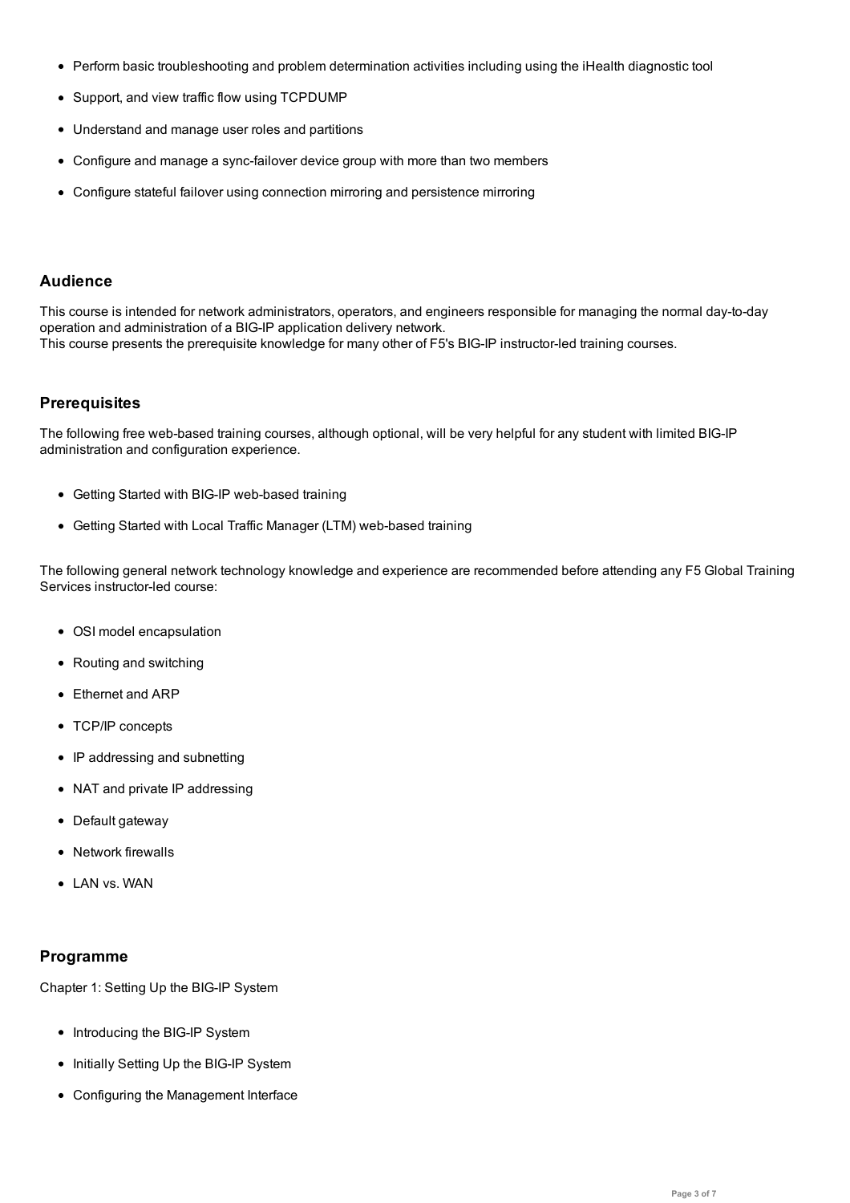- Perform basic troubleshooting and problem determination activities including using the iHealth diagnostic tool
- Support, and view traffic flow using TCPDUMP
- Understand and manage user roles and partitions
- Configure and manage a sync-failover device group with more than two members
- Configure stateful failover using connection mirroring and persistence mirroring

## Audience

This course is intended for network administrators, operators, and engineers responsible for managing the normal day-to-day operation and administration of a BIG-IP application delivery network.
This course presents the prerequisite knowledge for many other of F5's BIG-IP instructor-led training courses.

## Prerequisites

The following free web-based training courses, although optional, will be very helpful for any student with limited BIG-IP administration and configuration experience.

- Getting Started with BIG-IP web-based training
- Getting Started with Local Traffic Manager (LTM) web-based training

The following general network technology knowledge and experience are recommended before attending any F5 Global Training Services instructor-led course:

- OSI model encapsulation
- Routing and switching
- Ethernet and ARP
- TCP/IP concepts
- IP addressing and subnetting
- NAT and private IP addressing
- Default gateway
- Network firewalls
- LAN vs. WAN

## Programme

Chapter 1: Setting Up the BIG-IP System

- Introducing the BIG-IP System
- Initially Setting Up the BIG-IP System
- Configuring the Management Interface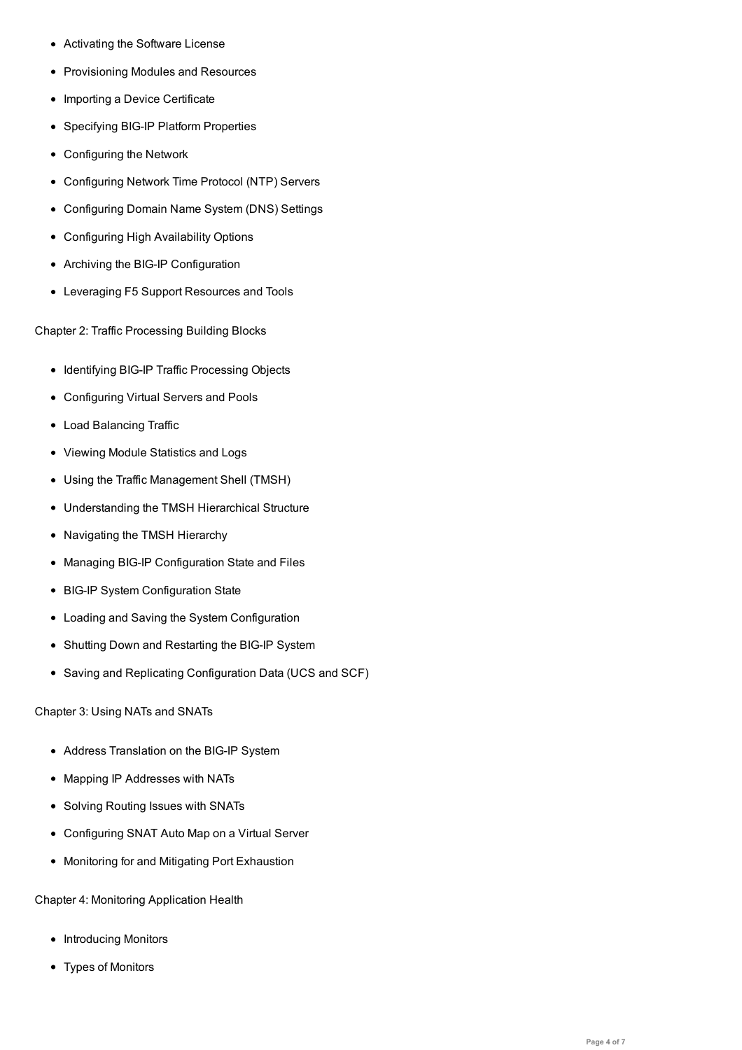- Activating the Software License
- Provisioning Modules and Resources
- Importing a Device Certificate
- Specifying BIG-IP Platform Properties
- Configuring the Network
- Configuring Network Time Protocol (NTP) Servers
- Configuring Domain Name System (DNS) Settings
- Configuring High Availability Options
- Archiving the BIG-IP Configuration
- Leveraging F5 Support Resources and Tools

Chapter 2: Traffic Processing Building Blocks

- Identifying BIG-IP Traffic Processing Objects
- Configuring Virtual Servers and Pools
- Load Balancing Traffic
- Viewing Module Statistics and Logs
- Using the Traffic Management Shell (TMSH)
- Understanding the TMSH Hierarchical Structure
- Navigating the TMSH Hierarchy
- Managing BIG-IP Configuration State and Files
- BIG-IP System Configuration State
- Loading and Saving the System Configuration
- Shutting Down and Restarting the BIG-IP System
- Saving and Replicating Configuration Data (UCS and SCF)

Chapter 3: Using NATs and SNATs

- Address Translation on the BIG-IP System
- Mapping IP Addresses with NATs
- Solving Routing Issues with SNATs
- Configuring SNAT Auto Map on a Virtual Server
- Monitoring for and Mitigating Port Exhaustion

Chapter 4: Monitoring Application Health

- Introducing Monitors
- Types of Monitors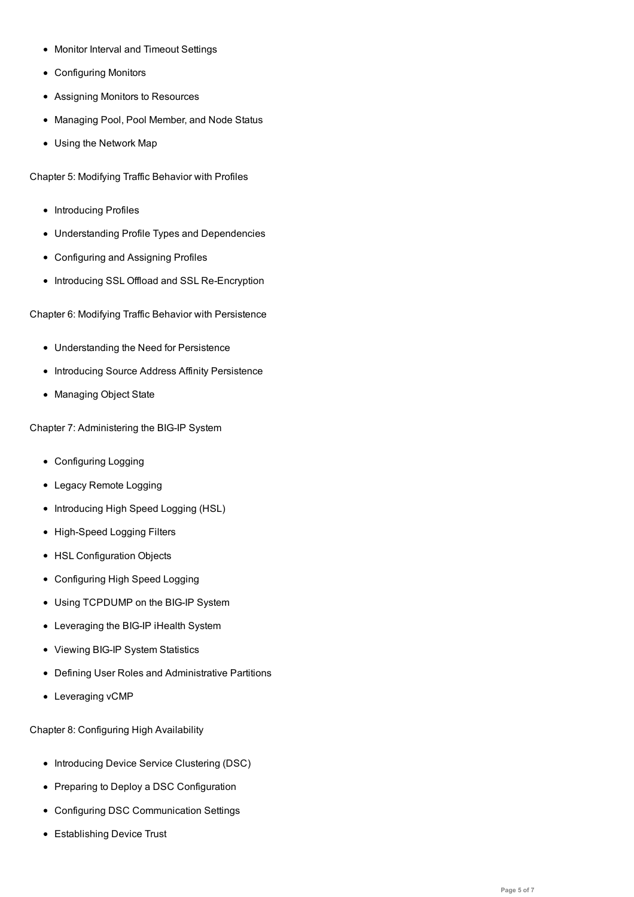- Monitor Interval and Timeout Settings
- Configuring Monitors
- Assigning Monitors to Resources
- Managing Pool, Pool Member, and Node Status
- Using the Network Map

Chapter 5: Modifying Traffic Behavior with Profiles

- Introducing Profiles
- Understanding Profile Types and Dependencies
- Configuring and Assigning Profiles
- Introducing SSL Offload and SSL Re-Encryption

Chapter 6: Modifying Traffic Behavior with Persistence

- Understanding the Need for Persistence
- Introducing Source Address Affinity Persistence
- Managing Object State

Chapter 7: Administering the BIG-IP System

- Configuring Logging
- Legacy Remote Logging
- Introducing High Speed Logging (HSL)
- High-Speed Logging Filters
- HSL Configuration Objects
- Configuring High Speed Logging
- Using TCPDUMP on the BIG-IP System
- Leveraging the BIG-IP iHealth System
- Viewing BIG-IP System Statistics
- Defining User Roles and Administrative Partitions
- Leveraging vCMP

Chapter 8: Configuring High Availability

- Introducing Device Service Clustering (DSC)
- Preparing to Deploy a DSC Configuration
- Configuring DSC Communication Settings
- Establishing Device Trust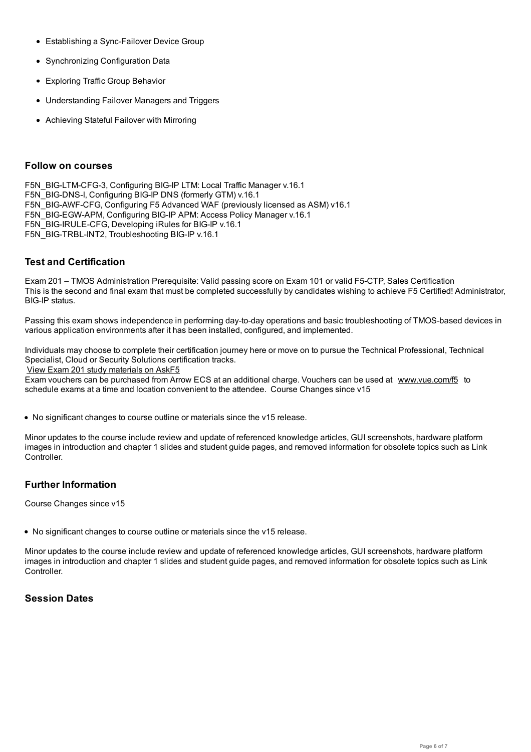- Establishing a Sync-Failover Device Group
- Synchronizing Configuration Data
- Exploring Traffic Group Behavior
- Understanding Failover Managers and Triggers
- Achieving Stateful Failover with Mirroring

## Follow on courses

F5N_BIG-LTM-CFG-3, Configuring BIG-IP LTM: Local Traffic Manager v.16.1
F5N_BIG-DNS-I, Configuring BIG-IP DNS (formerly GTM) v.16.1
F5N_BIG-AWF-CFG, Configuring F5 Advanced WAF (previously licensed as ASM) v16.1
F5N_BIG-EGW-APM, Configuring BIG-IP APM: Access Policy Manager v.16.1
F5N_BIG-IRULE-CFG, Developing iRules for BIG-IP v.16.1
F5N_BIG-TRBL-INT2, Troubleshooting BIG-IP v.16.1

## Test and Certification

Exam 201 – TMOS Administration Prerequisite: Valid passing score on Exam 101 or valid F5-CTP, Sales Certification
This is the second and final exam that must be completed successfully by candidates wishing to achieve F5 Certified! Administrator, BIG-IP status.

Passing this exam shows independence in performing day-to-day operations and basic troubleshooting of TMOS-based devices in various application environments after it has been installed, configured, and implemented.

Individuals may choose to complete their certification journey here or move on to pursue the Technical Professional, Technical Specialist, Cloud or Security Solutions certification tracks.
View Exam 201 study materials on AskF5
Exam vouchers can be purchased from Arrow ECS at an additional charge. Vouchers can be used at www.vue.com/f5 to schedule exams at a time and location convenient to the attendee. Course Changes since v15

- No significant changes to course outline or materials since the v15 release.

Minor updates to the course include review and update of referenced knowledge articles, GUI screenshots, hardware platform images in introduction and chapter 1 slides and student guide pages, and removed information for obsolete topics such as Link Controller.

## Further Information

Course Changes since v15

- No significant changes to course outline or materials since the v15 release.

Minor updates to the course include review and update of referenced knowledge articles, GUI screenshots, hardware platform images in introduction and chapter 1 slides and student guide pages, and removed information for obsolete topics such as Link Controller.

## Session Dates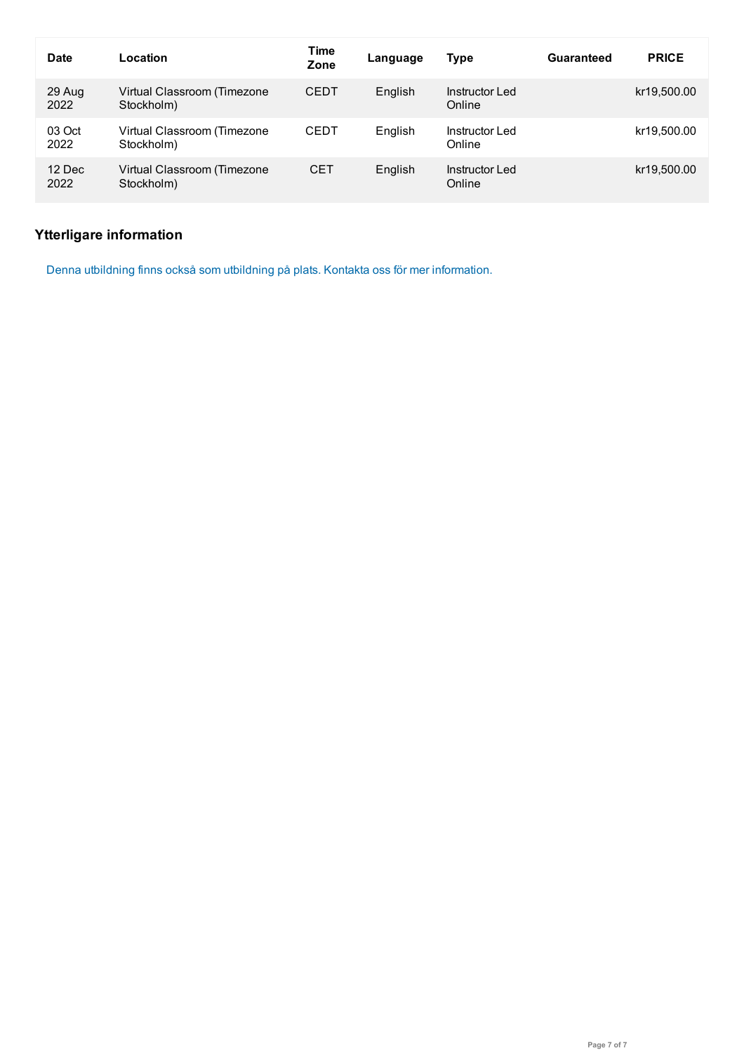| Date | Location | Time Zone | Language | Type | Guaranteed | PRICE |
|---|---|---|---|---|---|---|
| 29 Aug 2022 | Virtual Classroom (Timezone Stockholm) | CEDT | English | Instructor Led Online | | kr19,500.00 |
| 03 Oct 2022 | Virtual Classroom (Timezone Stockholm) | CEDT | English | Instructor Led Online | | kr19,500.00 |
| 12 Dec 2022 | Virtual Classroom (Timezone Stockholm) | CET | English | Instructor Led Online | | kr19,500.00 |

## Ytterligare information

Denna utbildning finns också som utbildning på plats. Kontakta oss för mer information.